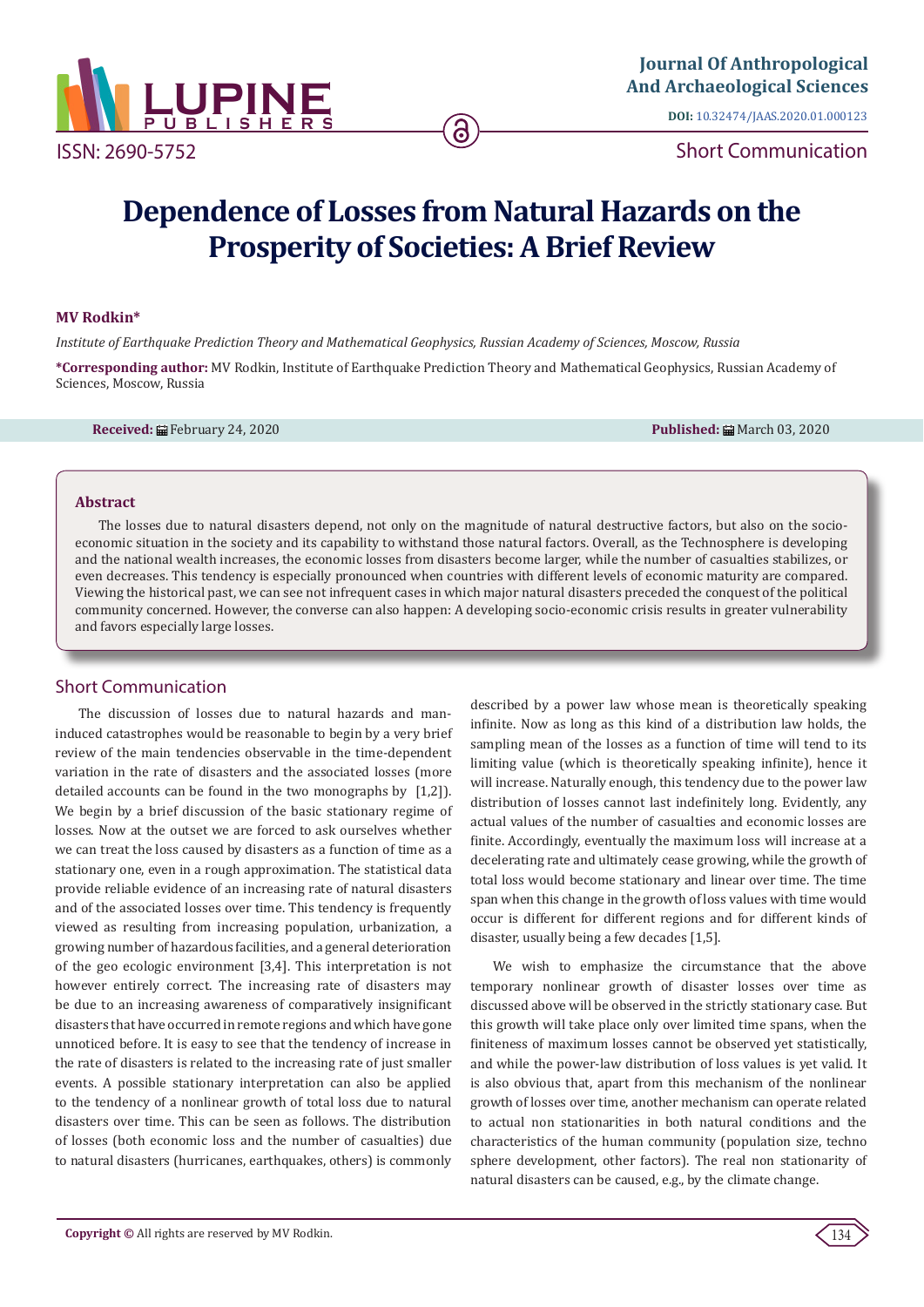Journal Of Anthropological And Archaeological Sciences

DOI: 10.32474/JAAS.2020.01.000123

ISSN: 2690-5752

Short Communication

# Dependence of Losses from Natural Hazards on the Prosperity of Societies: A Brief Review

**MV Rodkin***

*Institute of Earthquake Prediction Theory and Mathematical Geophysics, Russian Academy of Sciences, Moscow, Russia*

***Corresponding author:** MV Rodkin, Institute of Earthquake Prediction Theory and Mathematical Geophysics, Russian Academy of Sciences, Moscow, Russia

**Received:** February 24, 2020 **Published:** March 03, 2020

## Abstract

The losses due to natural disasters depend, not only on the magnitude of natural destructive factors, but also on the socio-economic situation in the society and its capability to withstand those natural factors. Overall, as the Technosphere is developing and the national wealth increases, the economic losses from disasters become larger, while the number of casualties stabilizes, or even decreases. This tendency is especially pronounced when countries with different levels of economic maturity are compared. Viewing the historical past, we can see not infrequent cases in which major natural disasters preceded the conquest of the political community concerned. However, the converse can also happen: A developing socio-economic crisis results in greater vulnerability and favors especially large losses.

## Short Communication

The discussion of losses due to natural hazards and man-induced catastrophes would be reasonable to begin by a very brief review of the main tendencies observable in the time-dependent variation in the rate of disasters and the associated losses (more detailed accounts can be found in the two monographs by [1,2]). We begin by a brief discussion of the basic stationary regime of losses. Now at the outset we are forced to ask ourselves whether we can treat the loss caused by disasters as a function of time as a stationary one, even in a rough approximation. The statistical data provide reliable evidence of an increasing rate of natural disasters and of the associated losses over time. This tendency is frequently viewed as resulting from increasing population, urbanization, a growing number of hazardous facilities, and a general deterioration of the geo ecologic environment [3,4]. This interpretation is not however entirely correct. The increasing rate of disasters may be due to an increasing awareness of comparatively insignificant disasters that have occurred in remote regions and which have gone unnoticed before. It is easy to see that the tendency of increase in the rate of disasters is related to the increasing rate of just smaller events. A possible stationary interpretation can also be applied to the tendency of a nonlinear growth of total loss due to natural disasters over time. This can be seen as follows. The distribution of losses (both economic loss and the number of casualties) due to natural disasters (hurricanes, earthquakes, others) is commonly described by a power law whose mean is theoretically speaking infinite. Now as long as this kind of a distribution law holds, the sampling mean of the losses as a function of time will tend to its limiting value (which is theoretically speaking infinite), hence it will increase. Naturally enough, this tendency due to the power law distribution of losses cannot last indefinitely long. Evidently, any actual values of the number of casualties and economic losses are finite. Accordingly, eventually the maximum loss will increase at a decelerating rate and ultimately cease growing, while the growth of total loss would become stationary and linear over time. The time span when this change in the growth of loss values with time would occur is different for different regions and for different kinds of disaster, usually being a few decades [1,5].

We wish to emphasize the circumstance that the above temporary nonlinear growth of disaster losses over time as discussed above will be observed in the strictly stationary case. But this growth will take place only over limited time spans, when the finiteness of maximum losses cannot be observed yet statistically, and while the power-law distribution of loss values is yet valid. It is also obvious that, apart from this mechanism of the nonlinear growth of losses over time, another mechanism can operate related to actual non stationarities in both natural conditions and the characteristics of the human community (population size, techno sphere development, other factors). The real non stationarity of natural disasters can be caused, e.g., by the climate change.

**Copyright ©** All rights are reserved by MV Rodkin.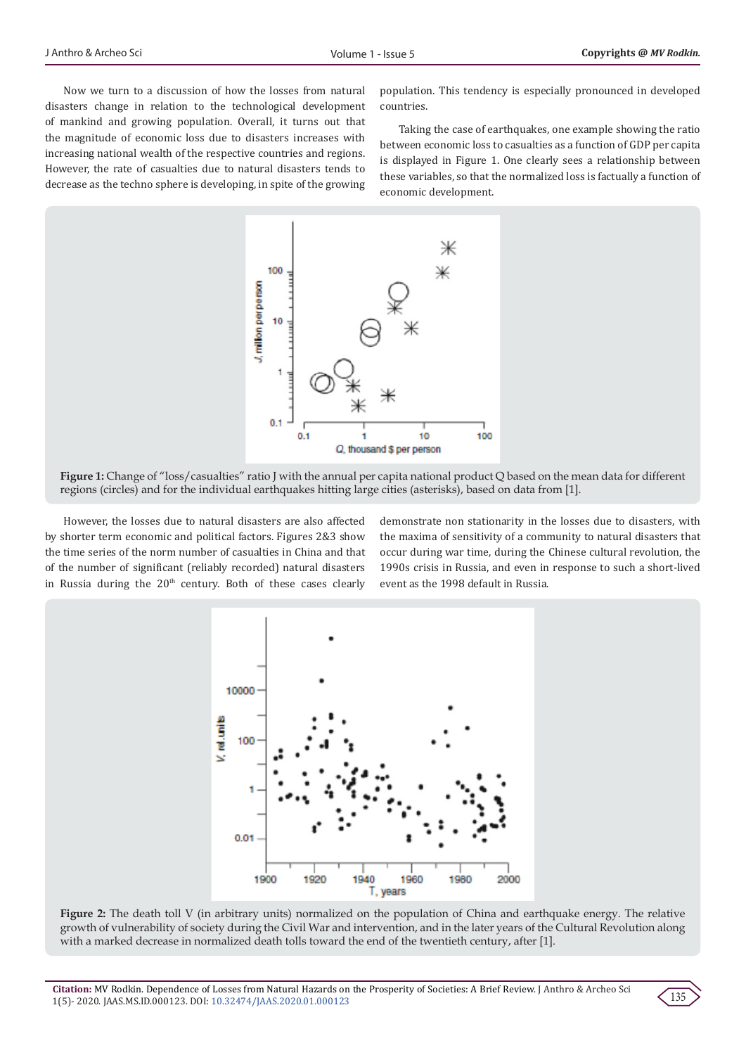Now we turn to a discussion of how the losses from natural disasters change in relation to the technological development of mankind and growing population. Overall, it turns out that the magnitude of economic loss due to disasters increases with increasing national wealth of the respective countries and regions. However, the rate of casualties due to natural disasters tends to decrease as the techno sphere is developing, in spite of the growing population. This tendency is especially pronounced in developed countries.

Taking the case of earthquakes, one example showing the ratio between economic loss to casualties as a function of GDP per capita is displayed in Figure 1. One clearly sees a relationship between these variables, so that the normalized loss is factually a function of economic development.

**Figure 1:** Change of "loss/casualties" ratio J with the annual per capita national product Q based on the mean data for different regions (circles) and for the individual earthquakes hitting large cities (asterisks), based on data from [1].

However, the losses due to natural disasters are also affected by shorter term economic and political factors. Figures 2&3 show the time series of the norm number of casualties in China and that of the number of significant (reliably recorded) natural disasters in Russia during the 20th century. Both of these cases clearly demonstrate non stationarity in the losses due to disasters, with the maxima of sensitivity of a community to natural disasters that occur during war time, during the Chinese cultural revolution, the 1990s crisis in Russia, and even in response to such a short-lived event as the 1998 default in Russia.

**Figure 2:** The death toll V (in arbitrary units) normalized on the population of China and earthquake energy. The relative growth of vulnerability of society during the Civil War and intervention, and in the later years of the Cultural Revolution along with a marked decrease in normalized death tolls toward the end of the twentieth century, after [1].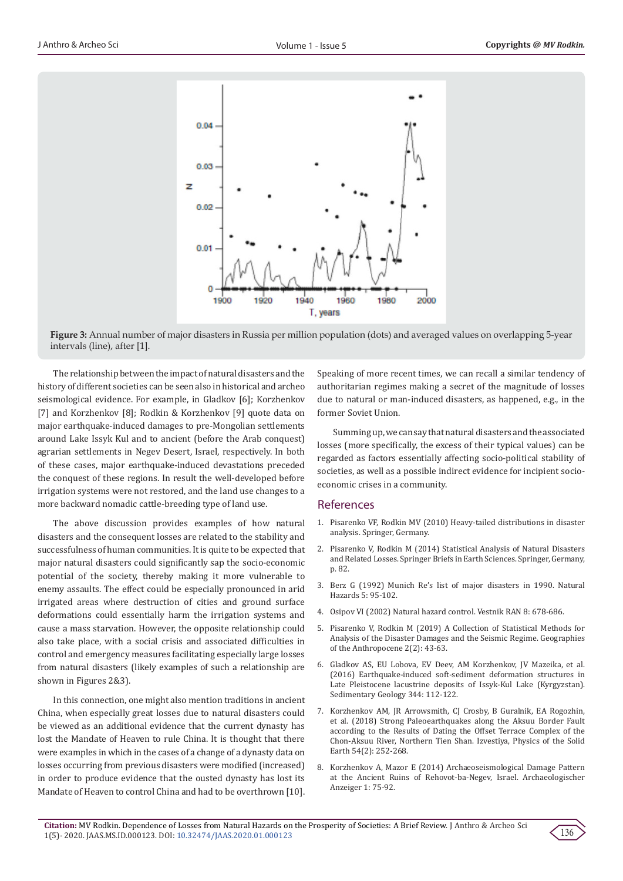**Figure 3:** Annual number of major disasters in Russia per million population (dots) and averaged values on overlapping 5-year intervals (line), after [1].

The relationship between the impact of natural disasters and the history of different societies can be seen also in historical and archeo seismological evidence. For example, in Gladkov [6]; Korzhenkov [7] and Korzhenkov [8]; Rodkin & Korzhenkov [9] quote data on major earthquake-induced damages to pre-Mongolian settlements around Lake Issyk Kul and to ancient (before the Arab conquest) agrarian settlements in Negev Desert, Israel, respectively. In both of these cases, major earthquake-induced devastations preceded the conquest of these regions. In result the well-developed before irrigation systems were not restored, and the land use changes to a more backward nomadic cattle-breeding type of land use.

The above discussion provides examples of how natural disasters and the consequent losses are related to the stability and successfulness of human communities. It is quite to be expected that major natural disasters could significantly sap the socio-economic potential of the society, thereby making it more vulnerable to enemy assaults. The effect could be especially pronounced in arid irrigated areas where destruction of cities and ground surface deformations could essentially harm the irrigation systems and cause a mass starvation. However, the opposite relationship could also take place, with a social crisis and associated difficulties in control and emergency measures facilitating especially large losses from natural disasters (likely examples of such a relationship are shown in Figures 2&3).

In this connection, one might also mention traditions in ancient China, when especially great losses due to natural disasters could be viewed as an additional evidence that the current dynasty has lost the Mandate of Heaven to rule China. It is thought that there were examples in which in the cases of a change of a dynasty data on losses occurring from previous disasters were modified (increased) in order to produce evidence that the ousted dynasty has lost its Mandate of Heaven to control China and had to be overthrown [10]. Speaking of more recent times, we can recall a similar tendency of authoritarian regimes making a secret of the magnitude of losses due to natural or man-induced disasters, as happened, e.g., in the former Soviet Union.

Summing up, we can say that natural disasters and the associated losses (more specifically, the excess of their typical values) can be regarded as factors essentially affecting socio-political stability of societies, as well as a possible indirect evidence for incipient socio-economic crises in a community.

## References

1. Pisarenko VF, Rodkin MV (2010) Heavy-tailed distributions in disaster analysis. Springer, Germany.
2. Pisarenko V, Rodkin M (2014) Statistical Analysis of Natural Disasters and Related Losses. Springer Briefs in Earth Sciences. Springer, Germany, p. 82.
3. Berz G (1992) Munich Re's list of major disasters in 1990. Natural Hazards 5: 95-102.
4. Osipov VI (2002) Natural hazard control. Vestnik RAN 8: 678-686.
5. Pisarenko V, Rodkin M (2019) A Collection of Statistical Methods for Analysis of the Disaster Damages and the Seismic Regime. Geographies of the Anthropocene 2(2): 43-63.
6. Gladkov AS, EU Lobova, EV Deev, AM Korzhenkov, JV Mazeika, et al. (2016) Earthquake-induced soft-sediment deformation structures in Late Pleistocene lacustrine deposits of Issyk-Kul Lake (Kyrgyzstan). Sedimentary Geology 344: 112-122.
7. Korzhenkov AM, JR Arrowsmith, CJ Crosby, B Guralnik, EA Rogozhin, et al. (2018) Strong Paleoearthquakes along the Aksuu Border Fault according to the Results of Dating the Offset Terrace Complex of the Chon-Aksuu River, Northern Tien Shan. Izvestiya, Physics of the Solid Earth 54(2): 252-268.
8. Korzhenkov A, Mazor E (2014) Archaeoseismological Damage Pattern at the Ancient Ruins of Rehovot-ba-Negev, Israel. Archaeologischer Anzeiger 1: 75-92.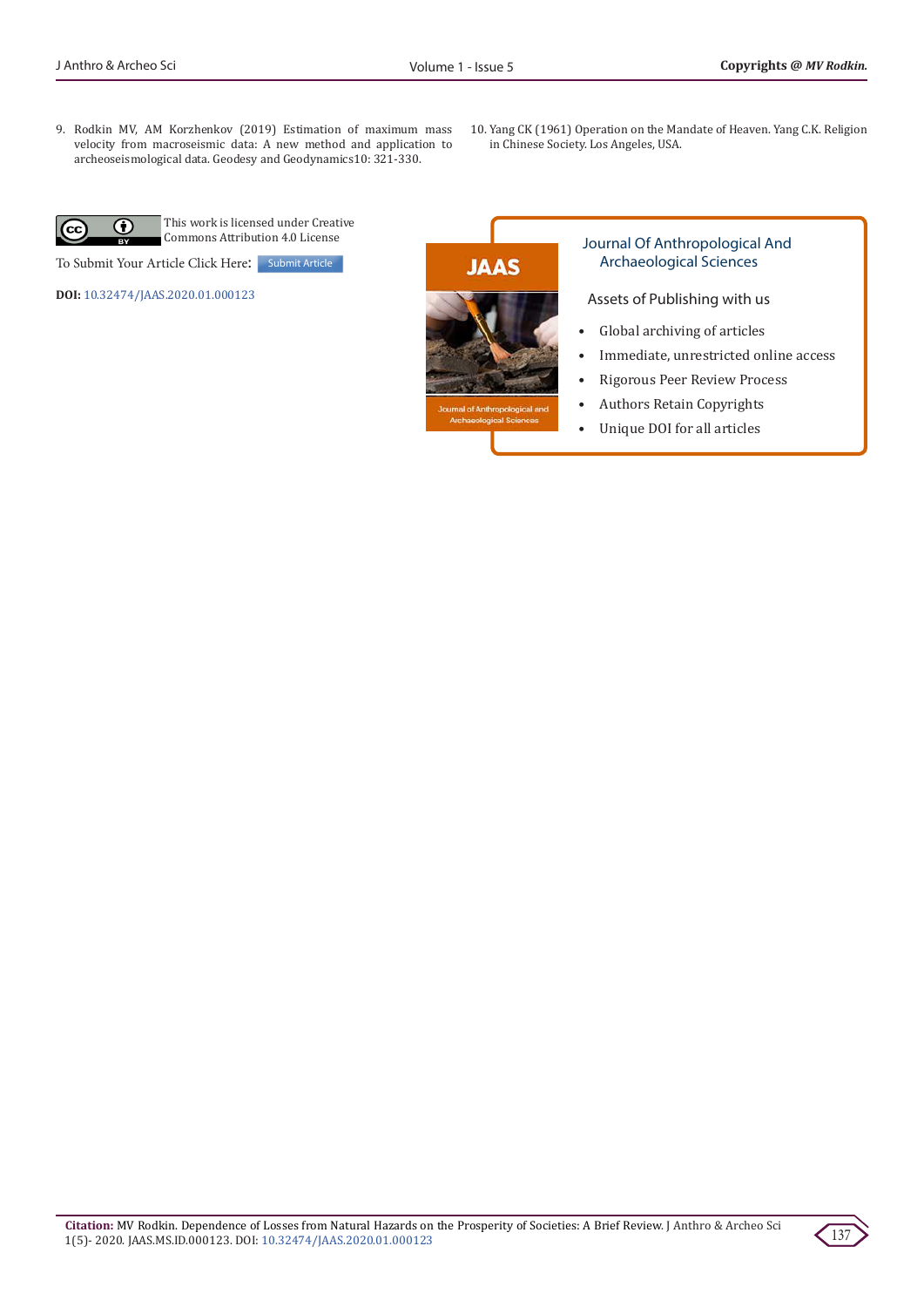9. Rodkin MV, AM Korzhenkov (2019) Estimation of maximum mass velocity from macroseismic data: A new method and application to archeoseismological data. Geodesy and Geodynamics10: 321-330.

10. Yang CK (1961) Operation on the Mandate of Heaven. Yang C.K. Religion in Chinese Society. Los Angeles, USA.

This work is licensed under Creative Commons Attribution 4.0 License

To Submit Your Article Click Here: Submit Article

**DOI:** 10.32474/JAAS.2020.01.000123

Journal Of Anthropological And Archaeological Sciences

Assets of Publishing with us

- Global archiving of articles
- Immediate, unrestricted online access
- Rigorous Peer Review Process
- Authors Retain Copyrights
- Unique DOI for all articles

**Citation:** MV Rodkin. Dependence of Losses from Natural Hazards on the Prosperity of Societies: A Brief Review. J Anthro & Archeo Sci 1(5)- 2020. JAAS.MS.ID.000123. DOI: 10.32474/JAAS.2020.01.000123